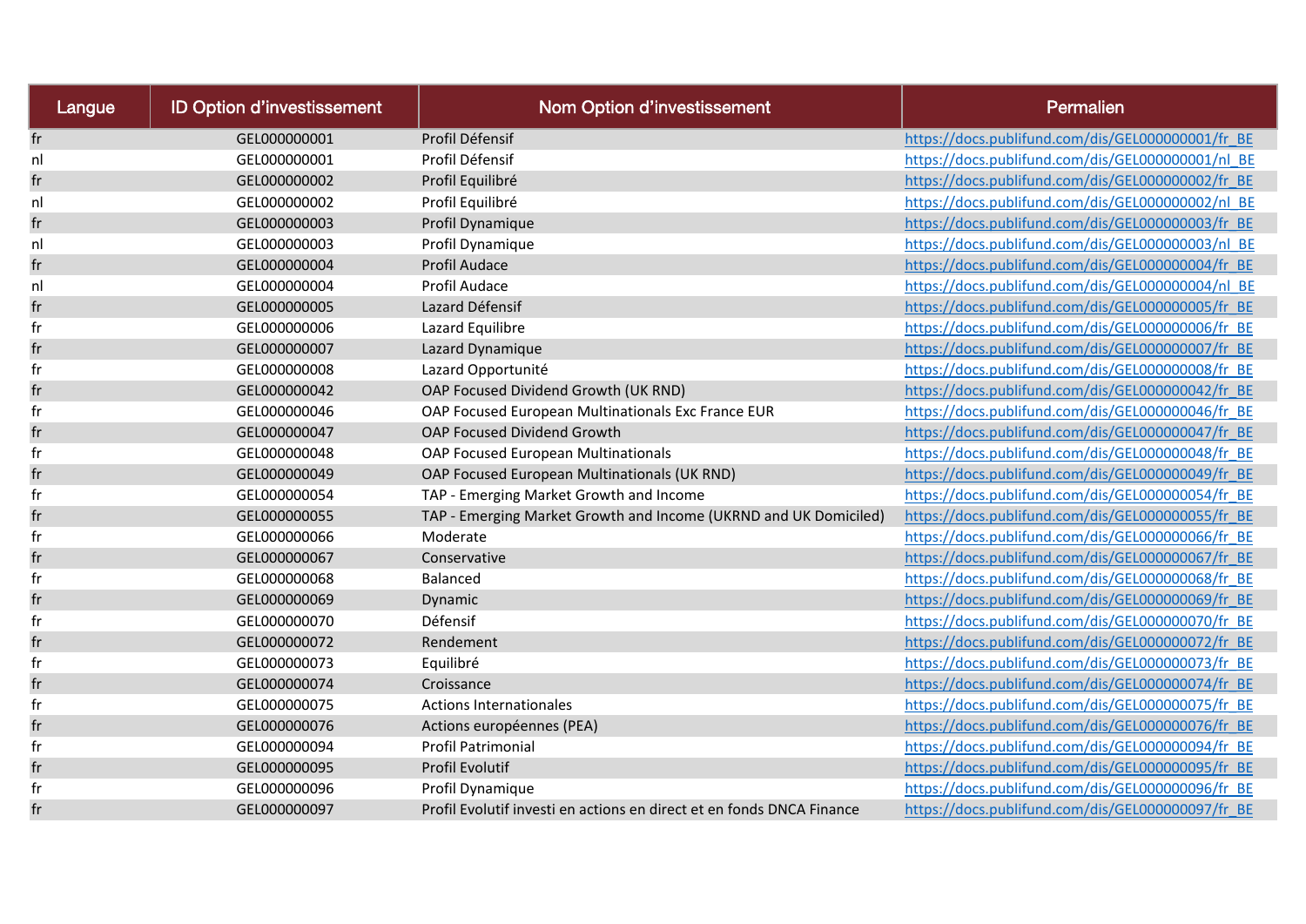| Langue | ID Option d'investissement | Nom Option d'investissement | Permalien |
| --- | --- | --- | --- |
| fr | GEL000000001 | Profil Défensif | https://docs.publifund.com/dis/GEL000000001/fr_BE |
| nl | GEL000000001 | Profil Défensif | https://docs.publifund.com/dis/GEL000000001/nl_BE |
| fr | GEL000000002 | Profil Equilibré | https://docs.publifund.com/dis/GEL000000002/fr_BE |
| nl | GEL000000002 | Profil Equilibré | https://docs.publifund.com/dis/GEL000000002/nl_BE |
| fr | GEL000000003 | Profil Dynamique | https://docs.publifund.com/dis/GEL000000003/fr_BE |
| nl | GEL000000003 | Profil Dynamique | https://docs.publifund.com/dis/GEL000000003/nl_BE |
| fr | GEL000000004 | Profil Audace | https://docs.publifund.com/dis/GEL000000004/fr_BE |
| nl | GEL000000004 | Profil Audace | https://docs.publifund.com/dis/GEL000000004/nl_BE |
| fr | GEL000000005 | Lazard Défensif | https://docs.publifund.com/dis/GEL000000005/fr_BE |
| fr | GEL000000006 | Lazard Equilibre | https://docs.publifund.com/dis/GEL000000006/fr_BE |
| fr | GEL000000007 | Lazard Dynamique | https://docs.publifund.com/dis/GEL000000007/fr_BE |
| fr | GEL000000008 | Lazard Opportunité | https://docs.publifund.com/dis/GEL000000008/fr_BE |
| fr | GEL000000042 | OAP Focused Dividend Growth (UK RND) | https://docs.publifund.com/dis/GEL000000042/fr_BE |
| fr | GEL000000046 | OAP Focused European Multinationals Exc France EUR | https://docs.publifund.com/dis/GEL000000046/fr_BE |
| fr | GEL000000047 | OAP Focused Dividend Growth | https://docs.publifund.com/dis/GEL000000047/fr_BE |
| fr | GEL000000048 | OAP Focused European Multinationals | https://docs.publifund.com/dis/GEL000000048/fr_BE |
| fr | GEL000000049 | OAP Focused European Multinationals (UK RND) | https://docs.publifund.com/dis/GEL000000049/fr_BE |
| fr | GEL000000054 | TAP - Emerging Market Growth and Income | https://docs.publifund.com/dis/GEL000000054/fr_BE |
| fr | GEL000000055 | TAP - Emerging Market Growth and Income (UKRND and UK Domiciled) | https://docs.publifund.com/dis/GEL000000055/fr_BE |
| fr | GEL000000066 | Moderate | https://docs.publifund.com/dis/GEL000000066/fr_BE |
| fr | GEL000000067 | Conservative | https://docs.publifund.com/dis/GEL000000067/fr_BE |
| fr | GEL000000068 | Balanced | https://docs.publifund.com/dis/GEL000000068/fr_BE |
| fr | GEL000000069 | Dynamic | https://docs.publifund.com/dis/GEL000000069/fr_BE |
| fr | GEL000000070 | Défensif | https://docs.publifund.com/dis/GEL000000070/fr_BE |
| fr | GEL000000072 | Rendement | https://docs.publifund.com/dis/GEL000000072/fr_BE |
| fr | GEL000000073 | Equilibré | https://docs.publifund.com/dis/GEL000000073/fr_BE |
| fr | GEL000000074 | Croissance | https://docs.publifund.com/dis/GEL000000074/fr_BE |
| fr | GEL000000075 | Actions Internationales | https://docs.publifund.com/dis/GEL000000075/fr_BE |
| fr | GEL000000076 | Actions européennes (PEA) | https://docs.publifund.com/dis/GEL000000076/fr_BE |
| fr | GEL000000094 | Profil Patrimonial | https://docs.publifund.com/dis/GEL000000094/fr_BE |
| fr | GEL000000095 | Profil Evolutif | https://docs.publifund.com/dis/GEL000000095/fr_BE |
| fr | GEL000000096 | Profil Dynamique | https://docs.publifund.com/dis/GEL000000096/fr_BE |
| fr | GEL000000097 | Profil Evolutif investi en actions en direct et en fonds DNCA Finance | https://docs.publifund.com/dis/GEL000000097/fr_BE |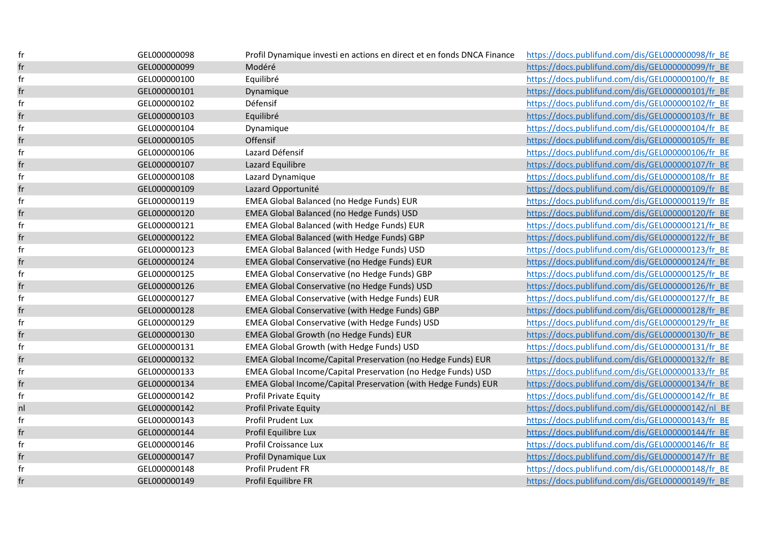| | | | |
|---|---|---|---|
| fr | GEL000000098 | Profil Dynamique investi en actions en direct et en fonds DNCA Finance | https://docs.publifund.com/dis/GEL000000098/fr_BE |
| fr | GEL000000099 | Modéré | https://docs.publifund.com/dis/GEL000000099/fr_BE |
| fr | GEL000000100 | Equilibré | https://docs.publifund.com/dis/GEL000000100/fr_BE |
| fr | GEL000000101 | Dynamique | https://docs.publifund.com/dis/GEL000000101/fr_BE |
| fr | GEL000000102 | Défensif | https://docs.publifund.com/dis/GEL000000102/fr_BE |
| fr | GEL000000103 | Equilibré | https://docs.publifund.com/dis/GEL000000103/fr_BE |
| fr | GEL000000104 | Dynamique | https://docs.publifund.com/dis/GEL000000104/fr_BE |
| fr | GEL000000105 | Offensif | https://docs.publifund.com/dis/GEL000000105/fr_BE |
| fr | GEL000000106 | Lazard Défensif | https://docs.publifund.com/dis/GEL000000106/fr_BE |
| fr | GEL000000107 | Lazard Equilibre | https://docs.publifund.com/dis/GEL000000107/fr_BE |
| fr | GEL000000108 | Lazard Dynamique | https://docs.publifund.com/dis/GEL000000108/fr_BE |
| fr | GEL000000109 | Lazard Opportunité | https://docs.publifund.com/dis/GEL000000109/fr_BE |
| fr | GEL000000119 | EMEA Global Balanced (no Hedge Funds) EUR | https://docs.publifund.com/dis/GEL000000119/fr_BE |
| fr | GEL000000120 | EMEA Global Balanced (no Hedge Funds) USD | https://docs.publifund.com/dis/GEL000000120/fr_BE |
| fr | GEL000000121 | EMEA Global Balanced (with Hedge Funds) EUR | https://docs.publifund.com/dis/GEL000000121/fr_BE |
| fr | GEL000000122 | EMEA Global Balanced (with Hedge Funds) GBP | https://docs.publifund.com/dis/GEL000000122/fr_BE |
| fr | GEL000000123 | EMEA Global Balanced (with Hedge Funds) USD | https://docs.publifund.com/dis/GEL000000123/fr_BE |
| fr | GEL000000124 | EMEA Global Conservative (no Hedge Funds) EUR | https://docs.publifund.com/dis/GEL000000124/fr_BE |
| fr | GEL000000125 | EMEA Global Conservative (no Hedge Funds) GBP | https://docs.publifund.com/dis/GEL000000125/fr_BE |
| fr | GEL000000126 | EMEA Global Conservative (no Hedge Funds) USD | https://docs.publifund.com/dis/GEL000000126/fr_BE |
| fr | GEL000000127 | EMEA Global Conservative (with Hedge Funds) EUR | https://docs.publifund.com/dis/GEL000000127/fr_BE |
| fr | GEL000000128 | EMEA Global Conservative (with Hedge Funds) GBP | https://docs.publifund.com/dis/GEL000000128/fr_BE |
| fr | GEL000000129 | EMEA Global Conservative (with Hedge Funds) USD | https://docs.publifund.com/dis/GEL000000129/fr_BE |
| fr | GEL000000130 | EMEA Global Growth (no Hedge Funds) EUR | https://docs.publifund.com/dis/GEL000000130/fr_BE |
| fr | GEL000000131 | EMEA Global Growth (with Hedge Funds) USD | https://docs.publifund.com/dis/GEL000000131/fr_BE |
| fr | GEL000000132 | EMEA Global Income/Capital Preservation (no Hedge Funds) EUR | https://docs.publifund.com/dis/GEL000000132/fr_BE |
| fr | GEL000000133 | EMEA Global Income/Capital Preservation (no Hedge Funds) USD | https://docs.publifund.com/dis/GEL000000133/fr_BE |
| fr | GEL000000134 | EMEA Global Income/Capital Preservation (with Hedge Funds) EUR | https://docs.publifund.com/dis/GEL000000134/fr_BE |
| fr | GEL000000142 | Profil Private Equity | https://docs.publifund.com/dis/GEL000000142/fr_BE |
| nl | GEL000000142 | Profil Private Equity | https://docs.publifund.com/dis/GEL000000142/nl_BE |
| fr | GEL000000143 | Profil Prudent Lux | https://docs.publifund.com/dis/GEL000000143/fr_BE |
| fr | GEL000000144 | Profil Equilibre Lux | https://docs.publifund.com/dis/GEL000000144/fr_BE |
| fr | GEL000000146 | Profil Croissance Lux | https://docs.publifund.com/dis/GEL000000146/fr_BE |
| fr | GEL000000147 | Profil Dynamique Lux | https://docs.publifund.com/dis/GEL000000147/fr_BE |
| fr | GEL000000148 | Profil Prudent FR | https://docs.publifund.com/dis/GEL000000148/fr_BE |
| fr | GEL000000149 | Profil Equilibre FR | https://docs.publifund.com/dis/GEL000000149/fr_BE |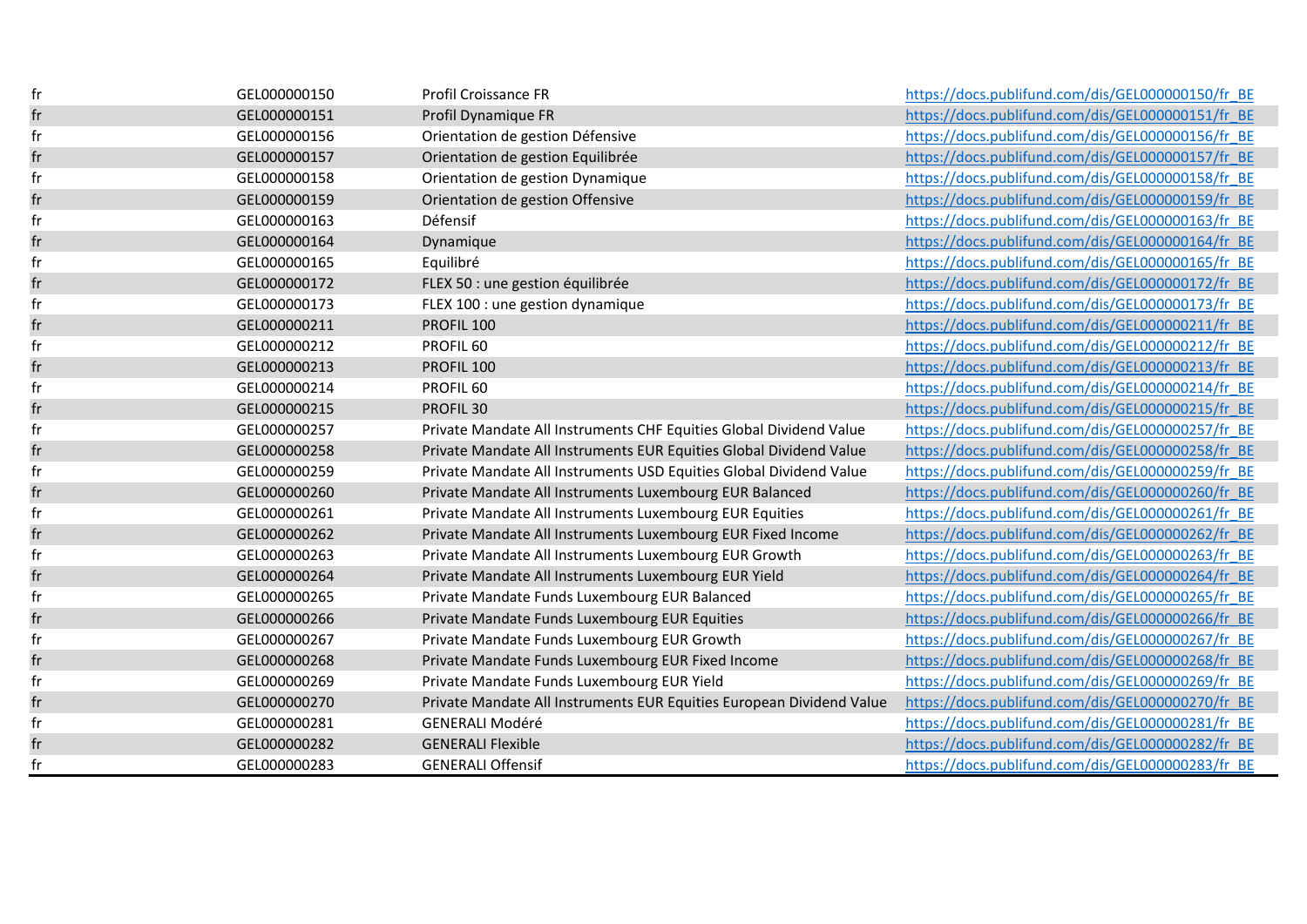| | | | |
|---|---|---|---|
| fr | GEL000000150 | Profil Croissance FR | https://docs.publifund.com/dis/GEL000000150/fr_BE |
| fr | GEL000000151 | Profil Dynamique FR | https://docs.publifund.com/dis/GEL000000151/fr_BE |
| fr | GEL000000156 | Orientation de gestion Défensive | https://docs.publifund.com/dis/GEL000000156/fr_BE |
| fr | GEL000000157 | Orientation de gestion Equilibrée | https://docs.publifund.com/dis/GEL000000157/fr_BE |
| fr | GEL000000158 | Orientation de gestion Dynamique | https://docs.publifund.com/dis/GEL000000158/fr_BE |
| fr | GEL000000159 | Orientation de gestion Offensive | https://docs.publifund.com/dis/GEL000000159/fr_BE |
| fr | GEL000000163 | Défensif | https://docs.publifund.com/dis/GEL000000163/fr_BE |
| fr | GEL000000164 | Dynamique | https://docs.publifund.com/dis/GEL000000164/fr_BE |
| fr | GEL000000165 | Equilibré | https://docs.publifund.com/dis/GEL000000165/fr_BE |
| fr | GEL000000172 | FLEX 50 : une gestion équilibrée | https://docs.publifund.com/dis/GEL000000172/fr_BE |
| fr | GEL000000173 | FLEX 100 : une gestion dynamique | https://docs.publifund.com/dis/GEL000000173/fr_BE |
| fr | GEL000000211 | PROFIL 100 | https://docs.publifund.com/dis/GEL000000211/fr_BE |
| fr | GEL000000212 | PROFIL 60 | https://docs.publifund.com/dis/GEL000000212/fr_BE |
| fr | GEL000000213 | PROFIL 100 | https://docs.publifund.com/dis/GEL000000213/fr_BE |
| fr | GEL000000214 | PROFIL 60 | https://docs.publifund.com/dis/GEL000000214/fr_BE |
| fr | GEL000000215 | PROFIL 30 | https://docs.publifund.com/dis/GEL000000215/fr_BE |
| fr | GEL000000257 | Private Mandate All Instruments CHF Equities Global Dividend Value | https://docs.publifund.com/dis/GEL000000257/fr_BE |
| fr | GEL000000258 | Private Mandate All Instruments EUR Equities Global Dividend Value | https://docs.publifund.com/dis/GEL000000258/fr_BE |
| fr | GEL000000259 | Private Mandate All Instruments USD Equities Global Dividend Value | https://docs.publifund.com/dis/GEL000000259/fr_BE |
| fr | GEL000000260 | Private Mandate All Instruments Luxembourg EUR Balanced | https://docs.publifund.com/dis/GEL000000260/fr_BE |
| fr | GEL000000261 | Private Mandate All Instruments Luxembourg EUR Equities | https://docs.publifund.com/dis/GEL000000261/fr_BE |
| fr | GEL000000262 | Private Mandate All Instruments Luxembourg EUR Fixed Income | https://docs.publifund.com/dis/GEL000000262/fr_BE |
| fr | GEL000000263 | Private Mandate All Instruments Luxembourg EUR Growth | https://docs.publifund.com/dis/GEL000000263/fr_BE |
| fr | GEL000000264 | Private Mandate All Instruments Luxembourg EUR Yield | https://docs.publifund.com/dis/GEL000000264/fr_BE |
| fr | GEL000000265 | Private Mandate Funds Luxembourg EUR Balanced | https://docs.publifund.com/dis/GEL000000265/fr_BE |
| fr | GEL000000266 | Private Mandate Funds Luxembourg EUR Equities | https://docs.publifund.com/dis/GEL000000266/fr_BE |
| fr | GEL000000267 | Private Mandate Funds Luxembourg EUR Growth | https://docs.publifund.com/dis/GEL000000267/fr_BE |
| fr | GEL000000268 | Private Mandate Funds Luxembourg EUR Fixed Income | https://docs.publifund.com/dis/GEL000000268/fr_BE |
| fr | GEL000000269 | Private Mandate Funds Luxembourg EUR Yield | https://docs.publifund.com/dis/GEL000000269/fr_BE |
| fr | GEL000000270 | Private Mandate All Instruments EUR Equities European Dividend Value | https://docs.publifund.com/dis/GEL000000270/fr_BE |
| fr | GEL000000281 | GENERALI Modéré | https://docs.publifund.com/dis/GEL000000281/fr_BE |
| fr | GEL000000282 | GENERALI Flexible | https://docs.publifund.com/dis/GEL000000282/fr_BE |
| fr | GEL000000283 | GENERALI Offensif | https://docs.publifund.com/dis/GEL000000283/fr_BE |